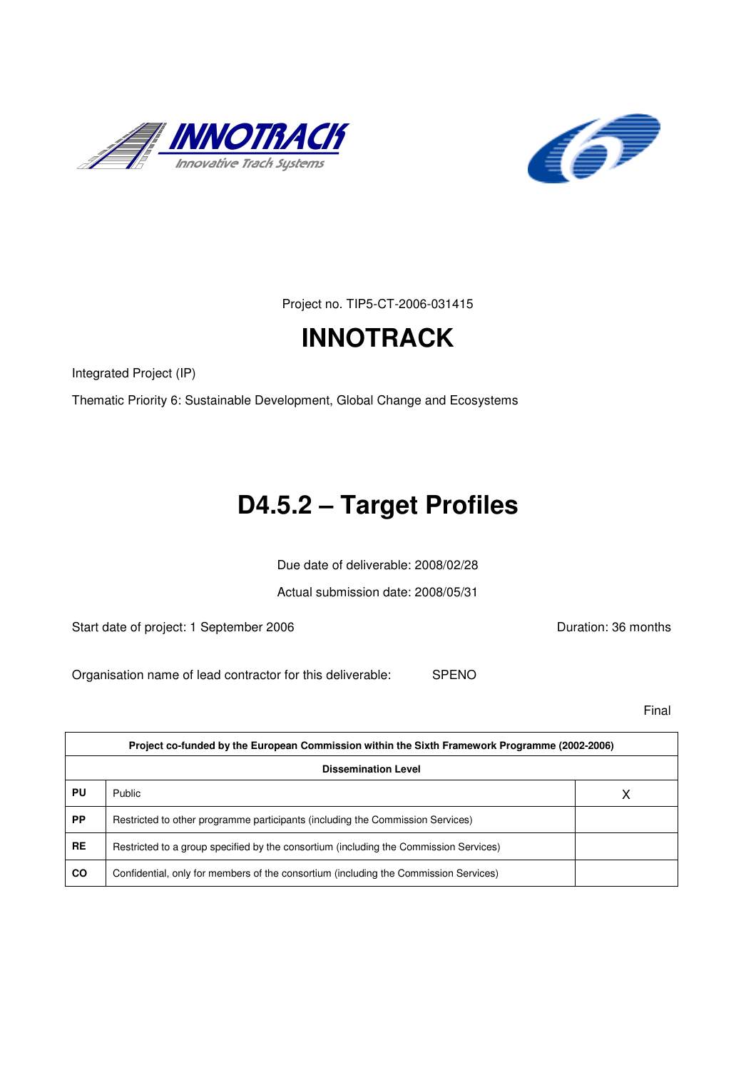Project no. TIP5-CT-2006-031415

# INNOTRACK

Integrated Project (IP)

Thematic Priority 6: Sustainable Development, Global Change and Ecosystems

# D4.5.2 – Target Profiles

Due date of deliverable: 2008/02/28

Actual submission date: 2008/05/31

Start date of project: 1 September 2006 Duration: 36 months

Organisation name of lead contractor for this deliverable: SPENO

Final

| Project co-funded by the European Commission within the Sixth Framework Programme (2002-2006) | | |
|---|---|---|
| **Dissemination Level** | | |
| **PU** | Public | X |
| **PP** | Restricted to other programme participants (including the Commission Services) | |
| **RE** | Restricted to a group specified by the consortium (including the Commission Services) | |
| **CO** | Confidential, only for members of the consortium (including the Commission Services) | |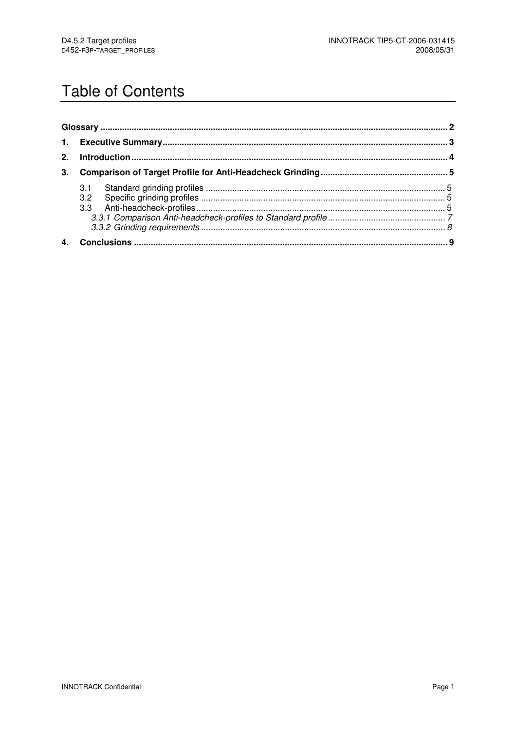# Table of Contents

**Glossary** .................................................................................................................................... 2

**1. Executive Summary** .................................................................................................................. 3

**2. Introduction** .............................................................................................................................. 4

**3. Comparison of Target Profile for Anti-Headcheck Grinding** ....................................................... 5

- 3.1 Standard grinding profiles ..................................................................................................... 5
- 3.2 Specific grinding profiles ....................................................................................................... 5
- 3.3 Anti-headcheck-profiles ......................................................................................................... 5
  - *3.3.1 Comparison Anti-headcheck-profiles to Standard profile* ................................................ 7
  - *3.3.2 Grinding requirements* ................................................................................................... 8

**4. Conclusions** .............................................................................................................................. 9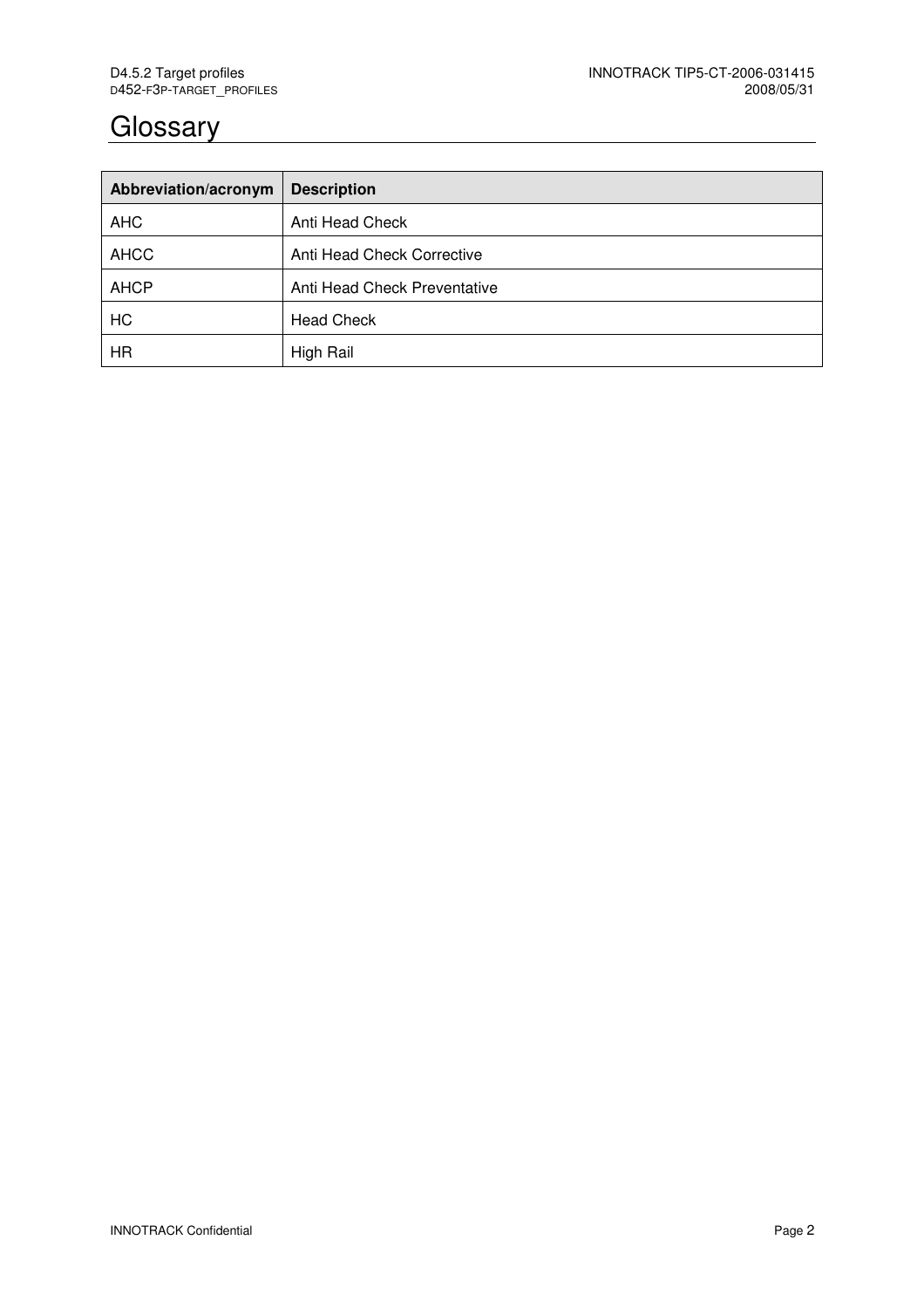# Glossary

| Abbreviation/acronym | Description |
|---|---|
| AHC | Anti Head Check |
| AHCC | Anti Head Check Corrective |
| AHCP | Anti Head Check Preventative |
| HC | Head Check |
| HR | High Rail |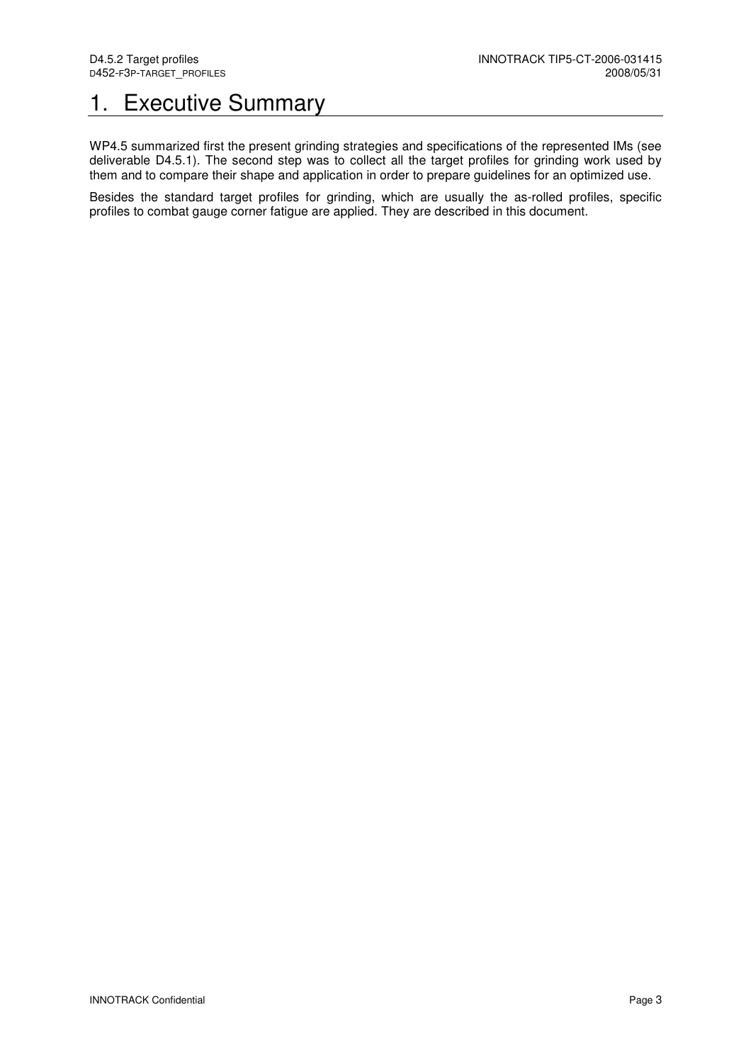# 1. Executive Summary

WP4.5 summarized first the present grinding strategies and specifications of the represented IMs (see deliverable D4.5.1). The second step was to collect all the target profiles for grinding work used by them and to compare their shape and application in order to prepare guidelines for an optimized use.

Besides the standard target profiles for grinding, which are usually the as-rolled profiles, specific profiles to combat gauge corner fatigue are applied. They are described in this document.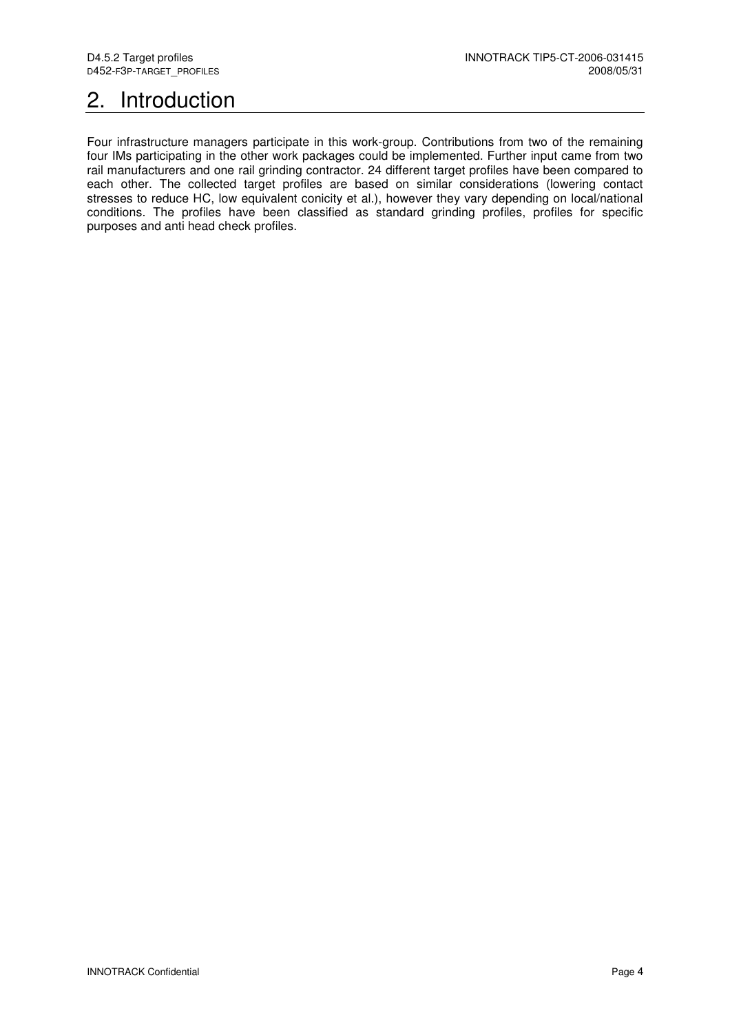# 2. Introduction

Four infrastructure managers participate in this work-group. Contributions from two of the remaining four IMs participating in the other work packages could be implemented. Further input came from two rail manufacturers and one rail grinding contractor. 24 different target profiles have been compared to each other. The collected target profiles are based on similar considerations (lowering contact stresses to reduce HC, low equivalent conicity et al.), however they vary depending on local/national conditions. The profiles have been classified as standard grinding profiles, profiles for specific purposes and anti head check profiles.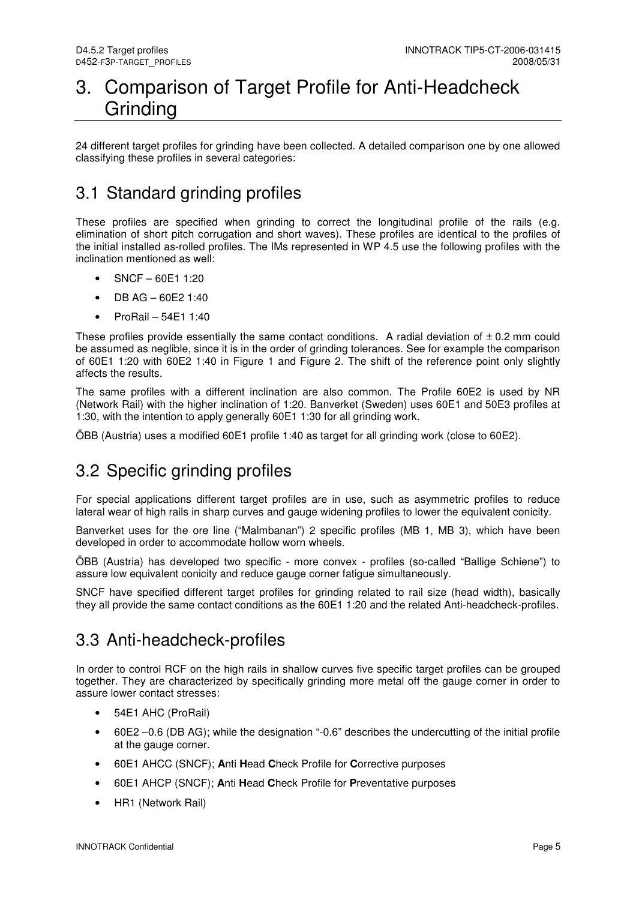# 3. Comparison of Target Profile for Anti-Headcheck Grinding

24 different target profiles for grinding have been collected. A detailed comparison one by one allowed classifying these profiles in several categories:

## 3.1 Standard grinding profiles

These profiles are specified when grinding to correct the longitudinal profile of the rails (e.g. elimination of short pitch corrugation and short waves). These profiles are identical to the profiles of the initial installed as-rolled profiles. The IMs represented in WP 4.5 use the following profiles with the inclination mentioned as well:

- SNCF – 60E1 1:20
- DB AG – 60E2 1:40
- ProRail – 54E1 1:40

These profiles provide essentially the same contact conditions. A radial deviation of ± 0.2 mm could be assumed as neglible, since it is in the order of grinding tolerances. See for example the comparison of 60E1 1:20 with 60E2 1:40 in Figure 1 and Figure 2. The shift of the reference point only slightly affects the results.

The same profiles with a different inclination are also common. The Profile 60E2 is used by NR (Network Rail) with the higher inclination of 1:20. Banverket (Sweden) uses 60E1 and 50E3 profiles at 1:30, with the intention to apply generally 60E1 1:30 for all grinding work.

ÖBB (Austria) uses a modified 60E1 profile 1:40 as target for all grinding work (close to 60E2).

## 3.2 Specific grinding profiles

For special applications different target profiles are in use, such as asymmetric profiles to reduce lateral wear of high rails in sharp curves and gauge widening profiles to lower the equivalent conicity.

Banverket uses for the ore line ("Malmbanan") 2 specific profiles (MB 1, MB 3), which have been developed in order to accommodate hollow worn wheels.

ÖBB (Austria) has developed two specific - more convex - profiles (so-called "Ballige Schiene") to assure low equivalent conicity and reduce gauge corner fatigue simultaneously.

SNCF have specified different target profiles for grinding related to rail size (head width), basically they all provide the same contact conditions as the 60E1 1:20 and the related Anti-headcheck-profiles.

## 3.3 Anti-headcheck-profiles

In order to control RCF on the high rails in shallow curves five specific target profiles can be grouped together. They are characterized by specifically grinding more metal off the gauge corner in order to assure lower contact stresses:

- 54E1 AHC (ProRail)
- 60E2 –0.6 (DB AG); while the designation "-0.6" describes the undercutting of the initial profile at the gauge corner.
- 60E1 AHCC (SNCF); **A**nti **H**ead **C**heck Profile for **C**orrective purposes
- 60E1 AHCP (SNCF); **A**nti **H**ead **C**heck Profile for **P**reventative purposes
- HR1 (Network Rail)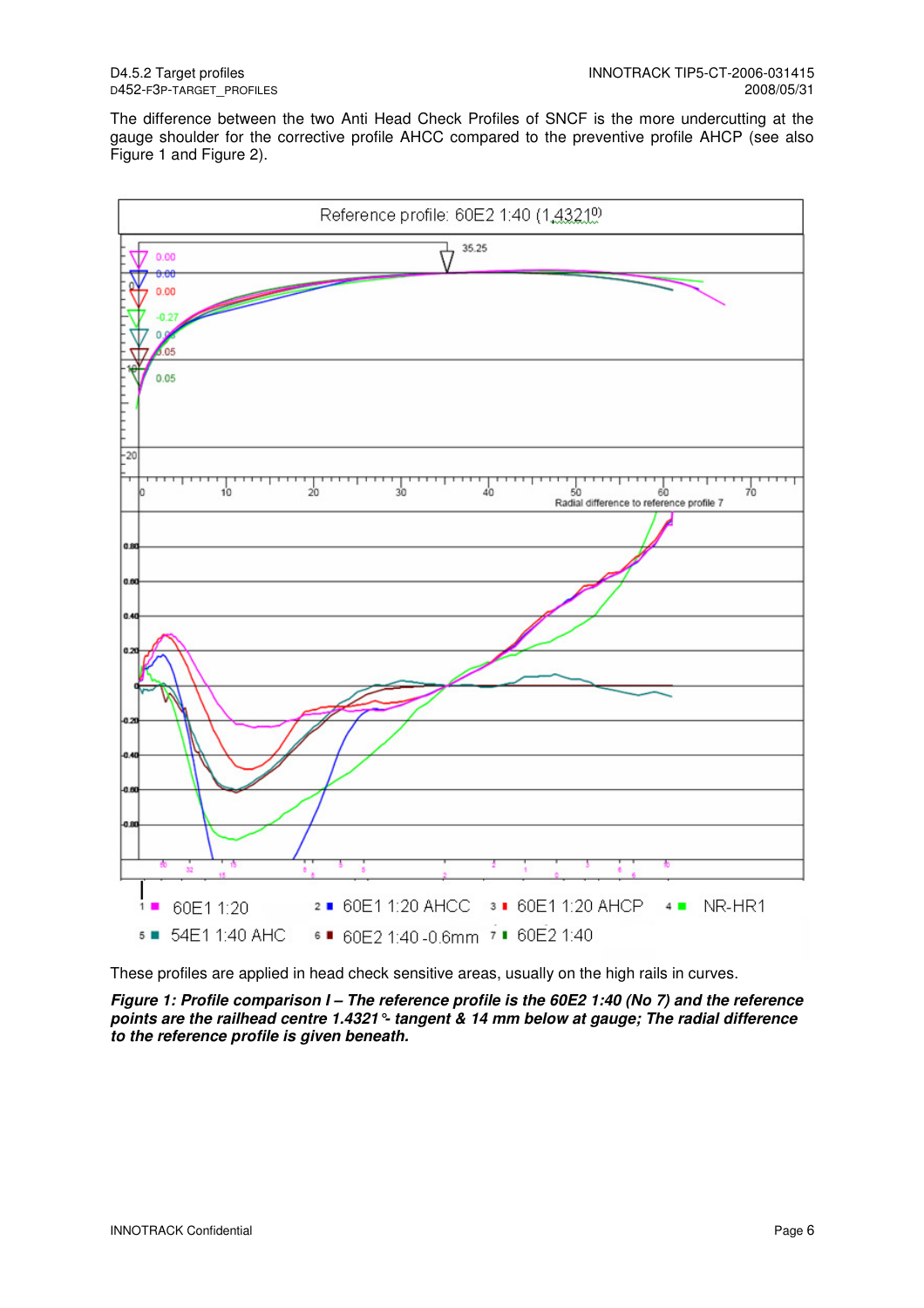The difference between the two Anti Head Check Profiles of SNCF is the more undercutting at the gauge shoulder for the corrective profile AHCC compared to the preventive profile AHCP (see also Figure 1 and Figure 2).

These profiles are applied in head check sensitive areas, usually on the high rails in curves.

***Figure 1: Profile comparison I – The reference profile is the 60E2 1:40 (No 7) and the reference points are the railhead centre 1.4321°- tangent & 14 mm below at gauge; The radial difference to the reference profile is given beneath.***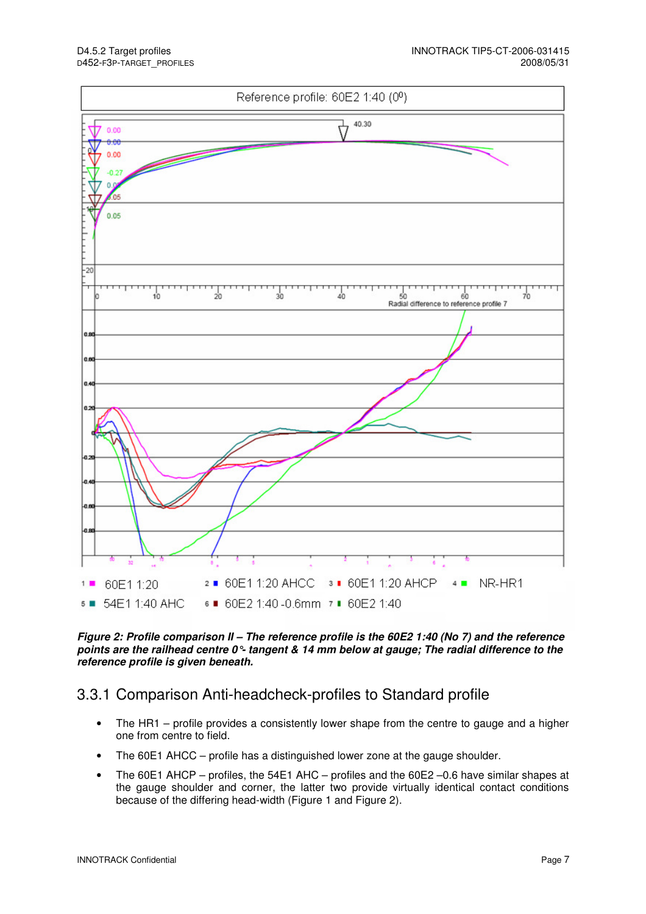Reference profile: 60E2 1:40 (0⁰)

Radial difference to reference profile 7

1 ■ 60E1 1:20  2 ■ 60E1 1:20 AHCC  3 ■ 60E1 1:20 AHCP  4 ■ NR-HR1
5 ■ 54E1 1:40 AHC  6 ■ 60E2 1:40 -0.6mm  7 ■ 60E2 1:40

***Figure 2: Profile comparison II – The reference profile is the 60E2 1:40 (No 7) and the reference points are the railhead centre 0°- tangent & 14 mm below at gauge; The radial difference to the reference profile is given beneath.***

### 3.3.1 Comparison Anti-headcheck-profiles to Standard profile

- The HR1 – profile provides a consistently lower shape from the centre to gauge and a higher one from centre to field.
- The 60E1 AHCC – profile has a distinguished lower zone at the gauge shoulder.
- The 60E1 AHCP – profiles, the 54E1 AHC – profiles and the 60E2 –0.6 have similar shapes at the gauge shoulder and corner, the latter two provide virtually identical contact conditions because of the differing head-width (Figure 1 and Figure 2).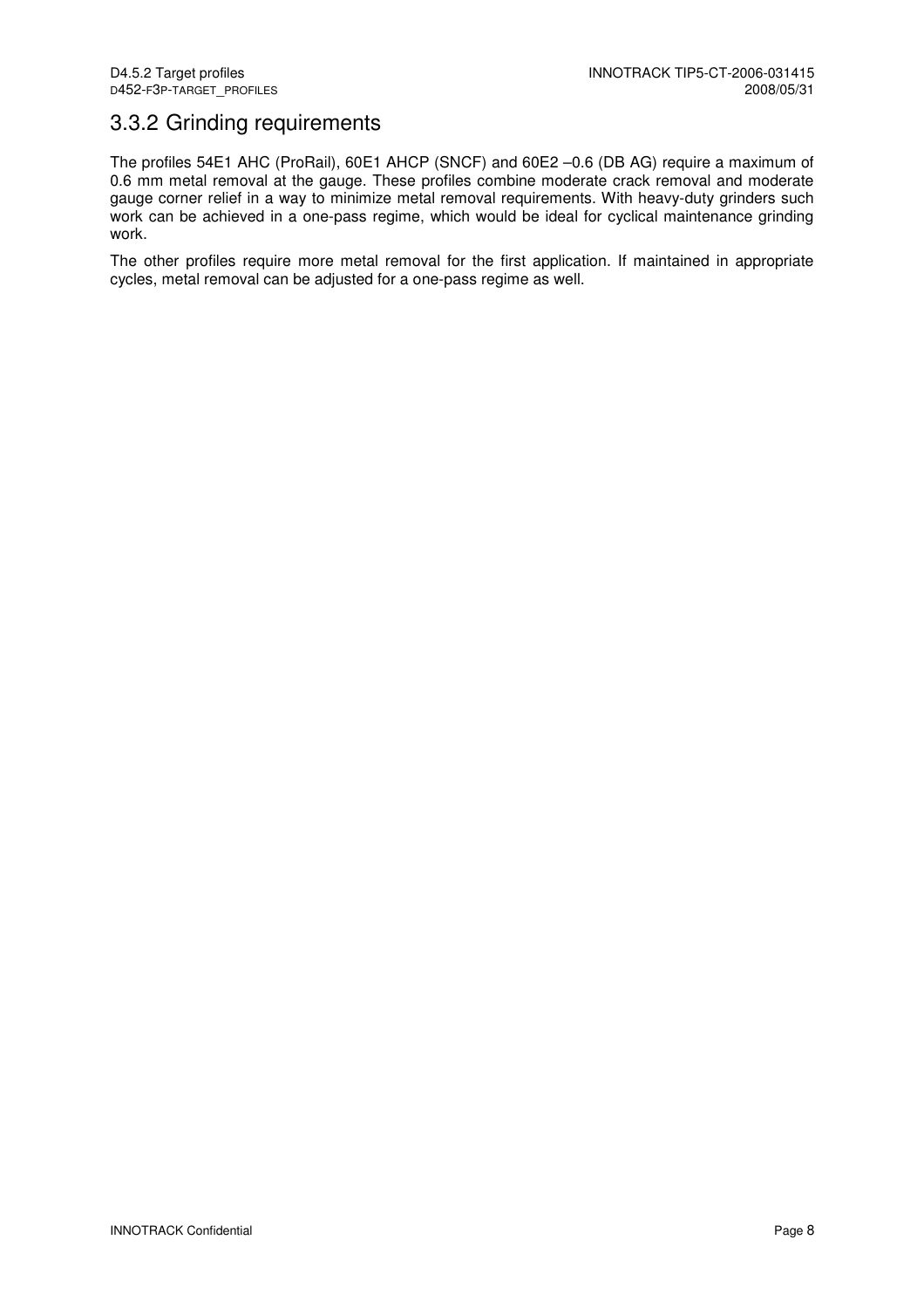## 3.3.2 Grinding requirements

The profiles 54E1 AHC (ProRail), 60E1 AHCP (SNCF) and 60E2 –0.6 (DB AG) require a maximum of 0.6 mm metal removal at the gauge. These profiles combine moderate crack removal and moderate gauge corner relief in a way to minimize metal removal requirements. With heavy-duty grinders such work can be achieved in a one-pass regime, which would be ideal for cyclical maintenance grinding work.

The other profiles require more metal removal for the first application. If maintained in appropriate cycles, metal removal can be adjusted for a one-pass regime as well.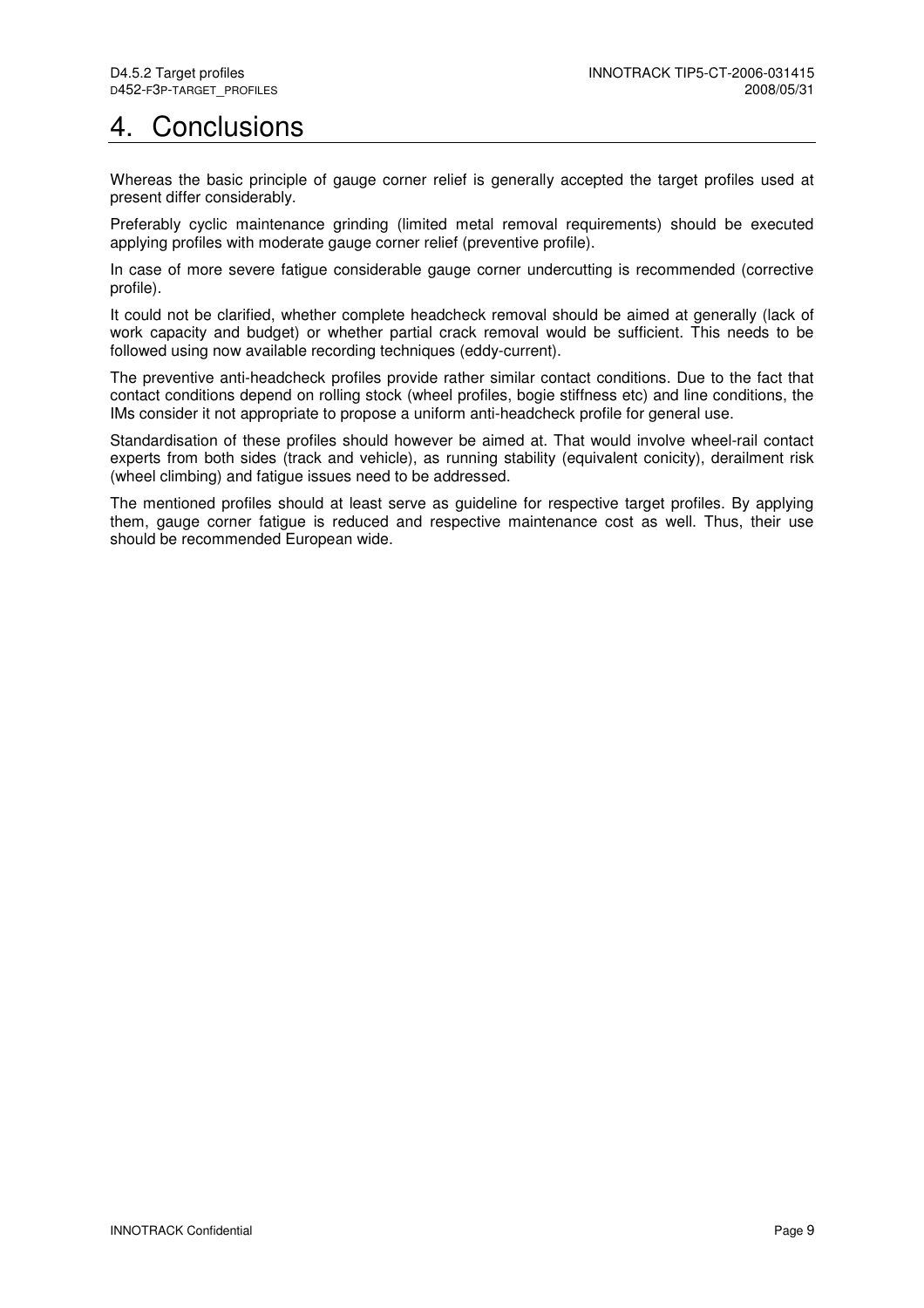# 4. Conclusions

Whereas the basic principle of gauge corner relief is generally accepted the target profiles used at present differ considerably.

Preferably cyclic maintenance grinding (limited metal removal requirements) should be executed applying profiles with moderate gauge corner relief (preventive profile).

In case of more severe fatigue considerable gauge corner undercutting is recommended (corrective profile).

It could not be clarified, whether complete headcheck removal should be aimed at generally (lack of work capacity and budget) or whether partial crack removal would be sufficient. This needs to be followed using now available recording techniques (eddy-current).

The preventive anti-headcheck profiles provide rather similar contact conditions. Due to the fact that contact conditions depend on rolling stock (wheel profiles, bogie stiffness etc) and line conditions, the IMs consider it not appropriate to propose a uniform anti-headcheck profile for general use.

Standardisation of these profiles should however be aimed at. That would involve wheel-rail contact experts from both sides (track and vehicle), as running stability (equivalent conicity), derailment risk (wheel climbing) and fatigue issues need to be addressed.

The mentioned profiles should at least serve as guideline for respective target profiles. By applying them, gauge corner fatigue is reduced and respective maintenance cost as well. Thus, their use should be recommended European wide.